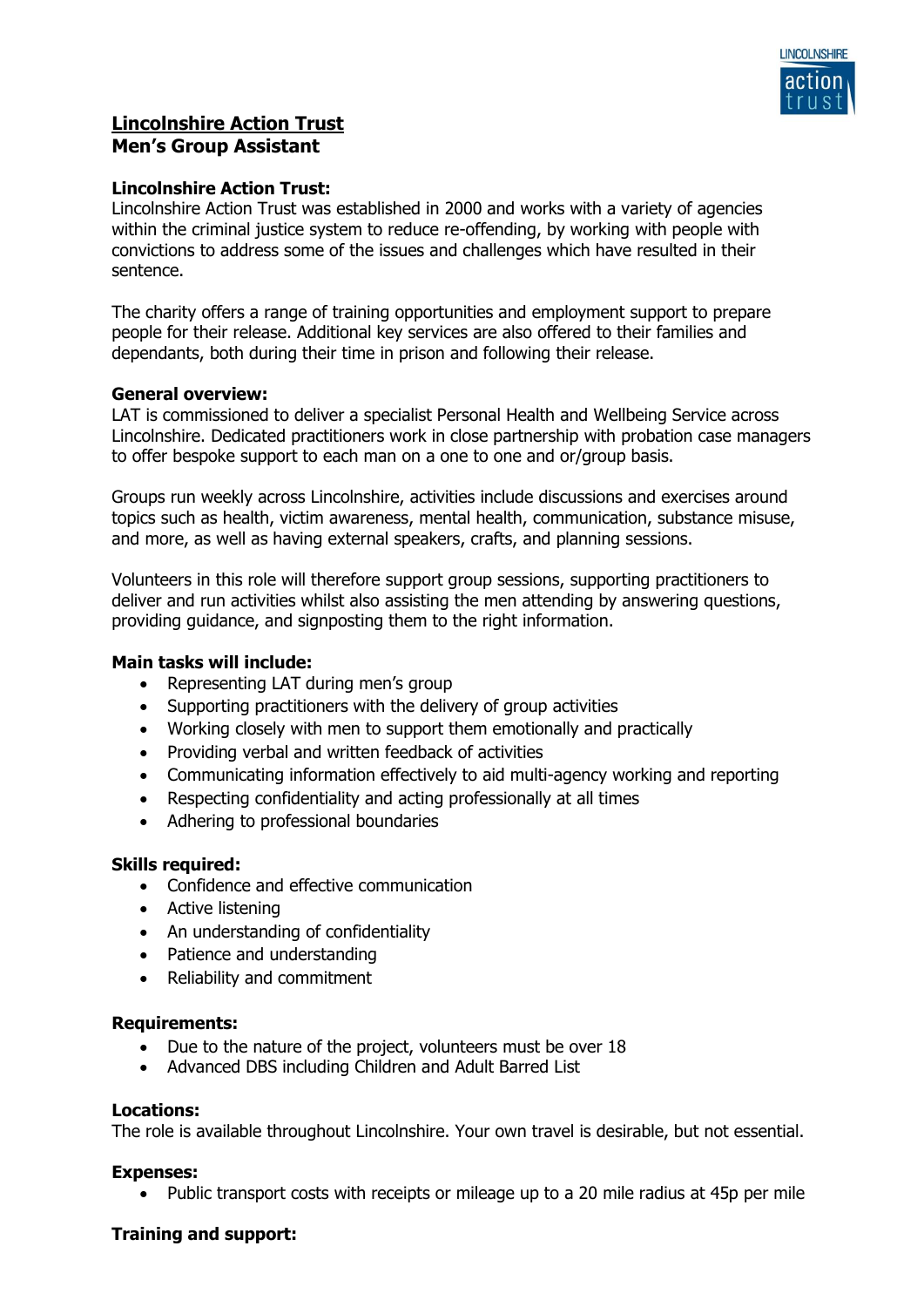# Lincolnshire Action Trust

## Men's Group Assistant

**Lincolnshire Action Trust:**

Lincolnshire Action Trust was established in 2000 and works with a variety of agencies within the criminal justice system to reduce re-offending, by working with people with convictions to address some of the issues and challenges which have resulted in their sentence.

The charity offers a range of training opportunities and employment support to prepare people for their release. Additional key services are also offered to their families and dependants, both during their time in prison and following their release.

**General overview:**

LAT is commissioned to deliver a specialist Personal Health and Wellbeing Service across Lincolnshire. Dedicated practitioners work in close partnership with probation case managers to offer bespoke support to each man on a one to one and or/group basis.

Groups run weekly across Lincolnshire, activities include discussions and exercises around topics such as health, victim awareness, mental health, communication, substance misuse, and more, as well as having external speakers, crafts, and planning sessions.

Volunteers in this role will therefore support group sessions, supporting practitioners to deliver and run activities whilst also assisting the men attending by answering questions, providing guidance, and signposting them to the right information.

**Main tasks will include:**

- Representing LAT during men's group
- Supporting practitioners with the delivery of group activities
- Working closely with men to support them emotionally and practically
- Providing verbal and written feedback of activities
- Communicating information effectively to aid multi-agency working and reporting
- Respecting confidentiality and acting professionally at all times
- Adhering to professional boundaries

**Skills required:**

- Confidence and effective communication
- Active listening
- An understanding of confidentiality
- Patience and understanding
- Reliability and commitment

**Requirements:**

- Due to the nature of the project, volunteers must be over 18
- Advanced DBS including Children and Adult Barred List

**Locations:**

The role is available throughout Lincolnshire. Your own travel is desirable, but not essential.

**Expenses:**

- Public transport costs with receipts or mileage up to a 20 mile radius at 45p per mile

**Training and support:**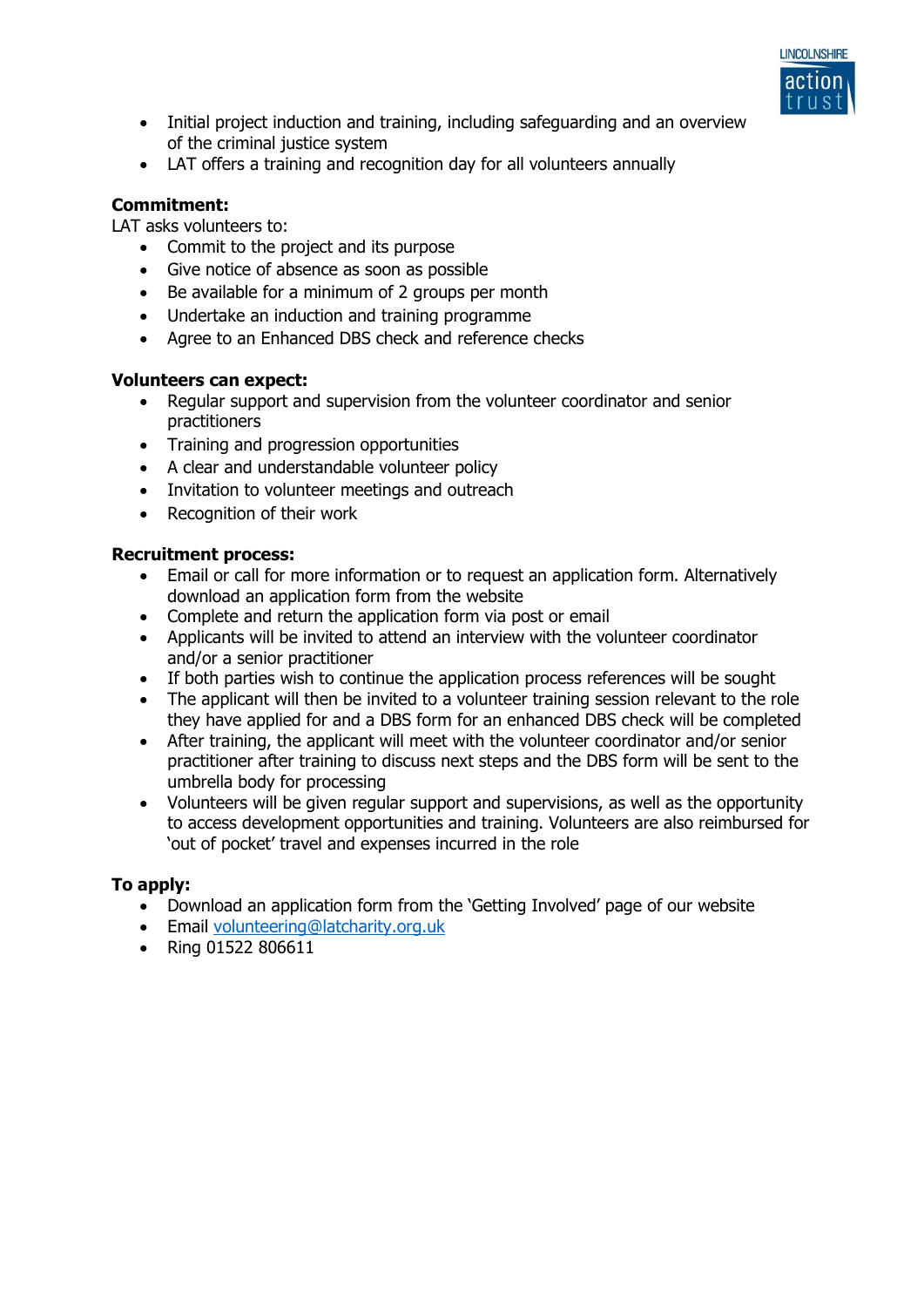- Initial project induction and training, including safeguarding and an overview of the criminal justice system
- LAT offers a training and recognition day for all volunteers annually

**Commitment:**

LAT asks volunteers to:

- Commit to the project and its purpose
- Give notice of absence as soon as possible
- Be available for a minimum of 2 groups per month
- Undertake an induction and training programme
- Agree to an Enhanced DBS check and reference checks

**Volunteers can expect:**

- Regular support and supervision from the volunteer coordinator and senior practitioners
- Training and progression opportunities
- A clear and understandable volunteer policy
- Invitation to volunteer meetings and outreach
- Recognition of their work

**Recruitment process:**

- Email or call for more information or to request an application form. Alternatively download an application form from the website
- Complete and return the application form via post or email
- Applicants will be invited to attend an interview with the volunteer coordinator and/or a senior practitioner
- If both parties wish to continue the application process references will be sought
- The applicant will then be invited to a volunteer training session relevant to the role they have applied for and a DBS form for an enhanced DBS check will be completed
- After training, the applicant will meet with the volunteer coordinator and/or senior practitioner after training to discuss next steps and the DBS form will be sent to the umbrella body for processing
- Volunteers will be given regular support and supervisions, as well as the opportunity to access development opportunities and training. Volunteers are also reimbursed for 'out of pocket' travel and expenses incurred in the role

**To apply:**

- Download an application form from the 'Getting Involved' page of our website
- Email volunteering@latcharity.org.uk
- Ring 01522 806611